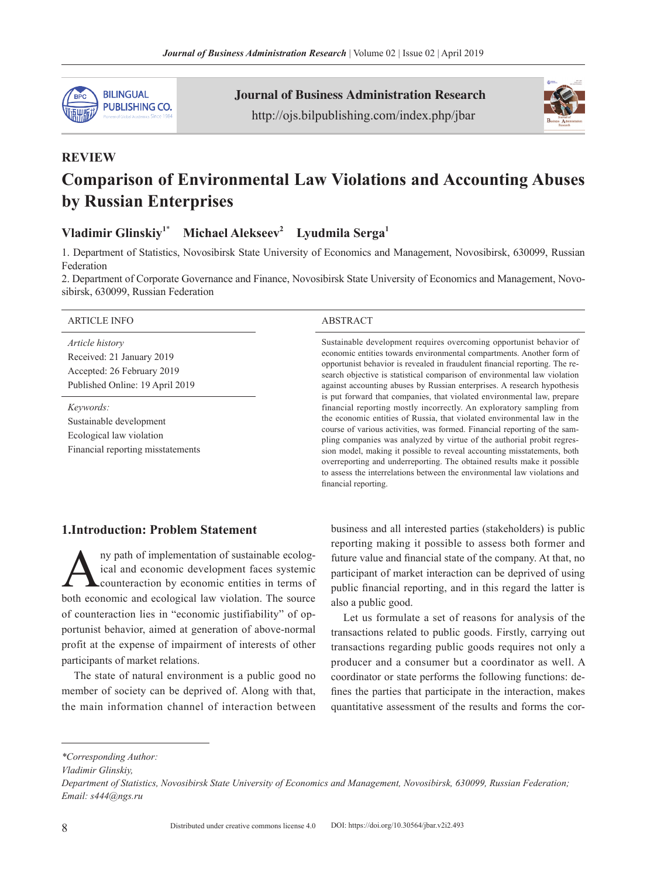REVIEW

# Comparison of Environmental Law Violations and Accounting Abuses by Russian Enterprises

**Vladimir Glinskiy[1*] Michael Alekseev[2] Lyudmila Serga[1]**

1. Department of Statistics, Novosibirsk State University of Economics and Management, Novosibirsk, 630099, Russian Federation
2. Department of Corporate Governance and Finance, Novosibirsk State University of Economics and Management, Novosibirsk, 630099, Russian Federation

**ARTICLE INFO**

*Article history*
Received: 21 January 2019
Accepted: 26 February 2019
Published Online: 19 April 2019

*Keywords:*
Sustainable development
Ecological law violation
Financial reporting misstatements

**ABSTRACT**

Sustainable development requires overcoming opportunist behavior of economic entities towards environmental compartments. Another form of opportunist behavior is revealed in fraudulent financial reporting. The research objective is statistical comparison of environmental law violation against accounting abuses by Russian enterprises. A research hypothesis is put forward that companies, that violated environmental law, prepare financial reporting mostly incorrectly. An exploratory sampling from the economic entities of Russia, that violated environmental law in the course of various activities, was formed. Financial reporting of the sampling companies was analyzed by virtue of the authorial probit regression model, making it possible to reveal accounting misstatements, both overreporting and underreporting. The obtained results make it possible to assess the interrelations between the environmental law violations and financial reporting.

## 1.Introduction: Problem Statement

Any path of implementation of sustainable ecological and economic development faces systemic counteraction by economic entities in terms of both economic and ecological law violation. The source of counteraction lies in "economic justifiability" of opportunist behavior, aimed at generation of above-normal profit at the expense of impairment of interests of other participants of market relations.

The state of natural environment is a public good no member of society can be deprived of. Along with that, the main information channel of interaction between business and all interested parties (stakeholders) is public reporting making it possible to assess both former and future value and financial state of the company. At that, no participant of market interaction can be deprived of using public financial reporting, and in this regard the latter is also a public good.

Let us formulate a set of reasons for analysis of the transactions related to public goods. Firstly, carrying out transactions regarding public goods requires not only a producer and a consumer but a coordinator as well. A coordinator or state performs the following functions: defines the parties that participate in the interaction, makes quantitative assessment of the results and forms the cor-

*\*Corresponding Author:*
*Vladimir Glinskiy,*
*Department of Statistics, Novosibirsk State University of Economics and Management, Novosibirsk, 630099, Russian Federation;*
*Email: s444@ngs.ru*

Distributed under creative commons license 4.0 DOI: https://doi.org/10.30564/jbar.v2i2.493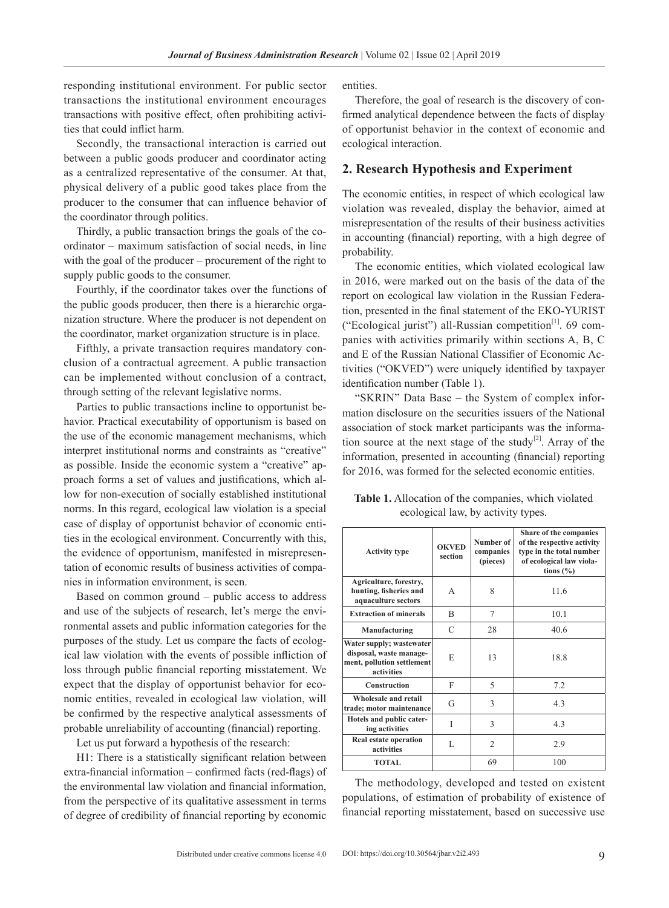responding institutional environment. For public sector transactions the institutional environment encourages transactions with positive effect, often prohibiting activities that could inflict harm.

Secondly, the transactional interaction is carried out between a public goods producer and coordinator acting as a centralized representative of the consumer. At that, physical delivery of a public good takes place from the producer to the consumer that can influence behavior of the coordinator through politics.

Thirdly, a public transaction brings the goals of the coordinator – maximum satisfaction of social needs, in line with the goal of the producer – procurement of the right to supply public goods to the consumer.

Fourthly, if the coordinator takes over the functions of the public goods producer, then there is a hierarchic organization structure. Where the producer is not dependent on the coordinator, market organization structure is in place.

Fifthly, a private transaction requires mandatory conclusion of a contractual agreement. A public transaction can be implemented without conclusion of a contract, through setting of the relevant legislative norms.

Parties to public transactions incline to opportunist behavior. Practical executability of opportunism is based on the use of the economic management mechanisms, which interpret institutional norms and constraints as "creative" as possible. Inside the economic system a "creative" approach forms a set of values and justifications, which allow for non-execution of socially established institutional norms. In this regard, ecological law violation is a special case of display of opportunist behavior of economic entities in the ecological environment. Concurrently with this, the evidence of opportunism, manifested in misrepresentation of economic results of business activities of companies in information environment, is seen.

Based on common ground – public access to address and use of the subjects of research, let's merge the environmental assets and public information categories for the purposes of the study. Let us compare the facts of ecological law violation with the events of possible infliction of loss through public financial reporting misstatement. We expect that the display of opportunist behavior for economic entities, revealed in ecological law violation, will be confirmed by the respective analytical assessments of probable unreliability of accounting (financial) reporting.

Let us put forward a hypothesis of the research:

H1: There is a statistically significant relation between extra-financial information – confirmed facts (red-flags) of the environmental law violation and financial information, from the perspective of its qualitative assessment in terms of degree of credibility of financial reporting by economic entities.

Therefore, the goal of research is the discovery of confirmed analytical dependence between the facts of display of opportunist behavior in the context of economic and ecological interaction.

## 2. Research Hypothesis and Experiment

The economic entities, in respect of which ecological law violation was revealed, display the behavior, aimed at misrepresentation of the results of their business activities in accounting (financial) reporting, with a high degree of probability.

The economic entities, which violated ecological law in 2016, were marked out on the basis of the data of the report on ecological law violation in the Russian Federation, presented in the final statement of the EKO-YURIST ("Ecological jurist") all-Russian competition[1]. 69 companies with activities primarily within sections A, B, C and E of the Russian National Classifier of Economic Activities ("OKVED") were uniquely identified by taxpayer identification number (Table 1).

"SKRIN" Data Base – the System of complex information disclosure on the securities issuers of the National association of stock market participants was the information source at the next stage of the study[2]. Array of the information, presented in accounting (financial) reporting for 2016, was formed for the selected economic entities.

**Table 1.** Allocation of the companies, which violated ecological law, by activity types.

| Activity type | OKVED section | Number of companies (pieces) | Share of the companies of the respective activity type in the total number of ecological law violations (%) |
|---|---|---|---|
| Agriculture, forestry, hunting, fisheries and aquaculture sectors | A | 8 | 11.6 |
| Extraction of minerals | B | 7 | 10.1 |
| Manufacturing | C | 28 | 40.6 |
| Water supply; wastewater disposal, waste management, pollution settlement activities | E | 13 | 18.8 |
| Construction | F | 5 | 7.2 |
| Wholesale and retail trade; motor maintenance | G | 3 | 4.3 |
| Hotels and public catering activities | I | 3 | 4.3 |
| Real estate operation activities | L | 2 | 2.9 |
| TOTAL | | 69 | 100 |

The methodology, developed and tested on existent populations, of estimation of probability of existence of financial reporting misstatement, based on successive use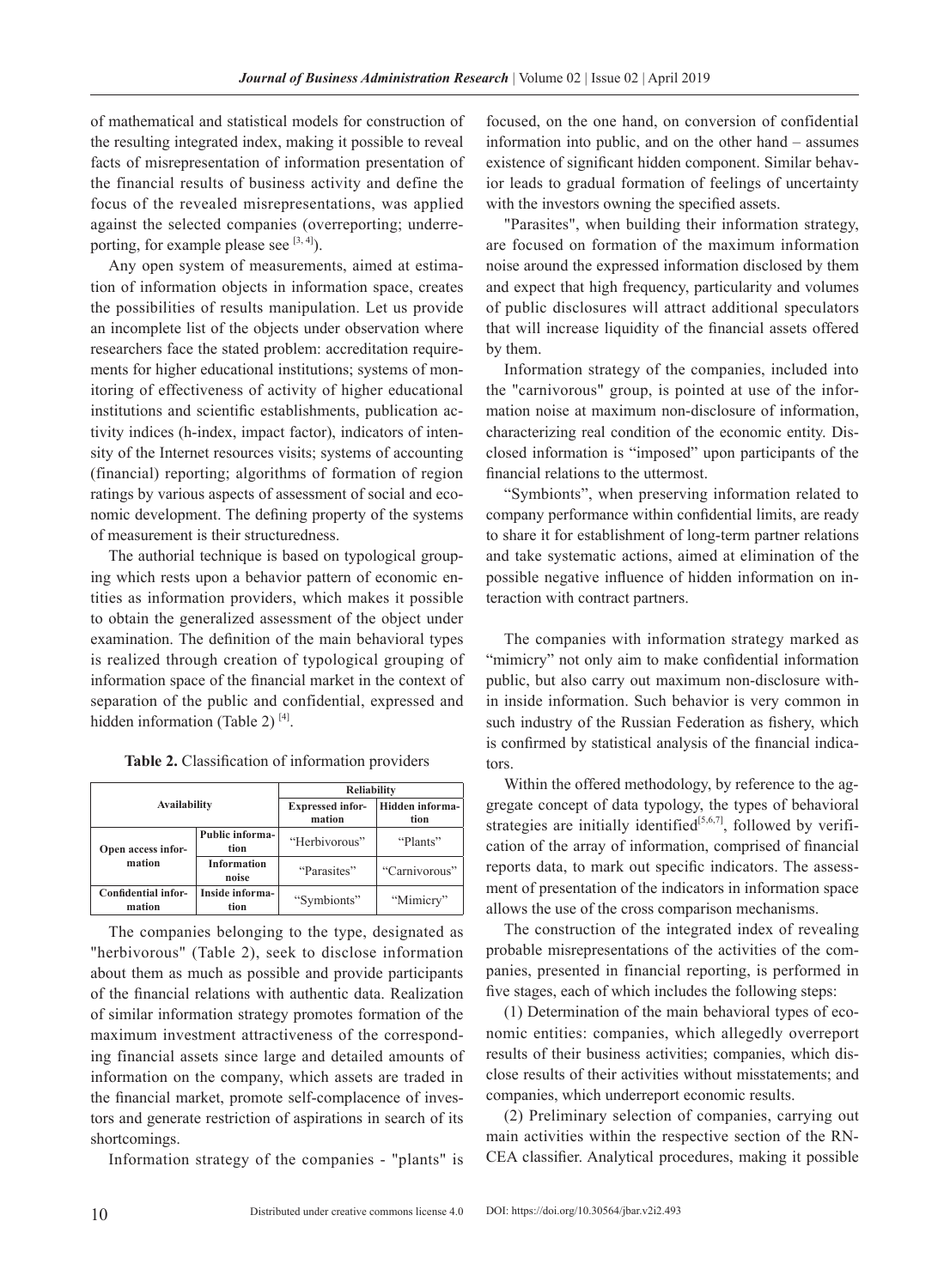of mathematical and statistical models for construction of the resulting integrated index, making it possible to reveal facts of misrepresentation of information presentation of the financial results of business activity and define the focus of the revealed misrepresentations, was applied against the selected companies (overreporting; underreporting, for example please see [3, 4]).

Any open system of measurements, aimed at estimation of information objects in information space, creates the possibilities of results manipulation. Let us provide an incomplete list of the objects under observation where researchers face the stated problem: accreditation requirements for higher educational institutions; systems of monitoring of effectiveness of activity of higher educational institutions and scientific establishments, publication activity indices (h-index, impact factor), indicators of intensity of the Internet resources visits; systems of accounting (financial) reporting; algorithms of formation of region ratings by various aspects of assessment of social and economic development. The defining property of the systems of measurement is their structuredness.

The authorial technique is based on typological grouping which rests upon a behavior pattern of economic entities as information providers, which makes it possible to obtain the generalized assessment of the object under examination. The definition of the main behavioral types is realized through creation of typological grouping of information space of the financial market in the context of separation of the public and confidential, expressed and hidden information (Table 2) [4].

**Table 2.** Classification of information providers

| Availability | | Reliability | |
|---|---|---|---|
| | | **Expressed information** | **Hidden information** |
| **Open access information** | **Public information** | "Herbivorous" | "Plants" |
| | **Information noise** | "Parasites" | "Carnivorous" |
| **Confidential information** | **Inside information** | "Symbionts" | "Mimicry" |

The companies belonging to the type, designated as "herbivorous" (Table 2), seek to disclose information about them as much as possible and provide participants of the financial relations with authentic data. Realization of similar information strategy promotes formation of the maximum investment attractiveness of the corresponding financial assets since large and detailed amounts of information on the company, which assets are traded in the financial market, promote self-complacence of investors and generate restriction of aspirations in search of its shortcomings.

Information strategy of the companies - "plants" is focused, on the one hand, on conversion of confidential information into public, and on the other hand – assumes existence of significant hidden component. Similar behavior leads to gradual formation of feelings of uncertainty with the investors owning the specified assets.

"Parasites", when building their information strategy, are focused on formation of the maximum information noise around the expressed information disclosed by them and expect that high frequency, particularity and volumes of public disclosures will attract additional speculators that will increase liquidity of the financial assets offered by them.

Information strategy of the companies, included into the "carnivorous" group, is pointed at use of the information noise at maximum non-disclosure of information, characterizing real condition of the economic entity. Disclosed information is "imposed" upon participants of the financial relations to the uttermost.

"Symbionts", when preserving information related to company performance within confidential limits, are ready to share it for establishment of long-term partner relations and take systematic actions, aimed at elimination of the possible negative influence of hidden information on interaction with contract partners.

The companies with information strategy marked as "mimicry" not only aim to make confidential information public, but also carry out maximum non-disclosure within inside information. Such behavior is very common in such industry of the Russian Federation as fishery, which is confirmed by statistical analysis of the financial indicators.

Within the offered methodology, by reference to the aggregate concept of data typology, the types of behavioral strategies are initially identified[5,6,7], followed by verification of the array of information, comprised of financial reports data, to mark out specific indicators. The assessment of presentation of the indicators in information space allows the use of the cross comparison mechanisms.

The construction of the integrated index of revealing probable misrepresentations of the activities of the companies, presented in financial reporting, is performed in five stages, each of which includes the following steps:

(1) Determination of the main behavioral types of economic entities: companies, which allegedly overreport results of their business activities; companies, which disclose results of their activities without misstatements; and companies, which underreport economic results.

(2) Preliminary selection of companies, carrying out main activities within the respective section of the RNCEA classifier. Analytical procedures, making it possible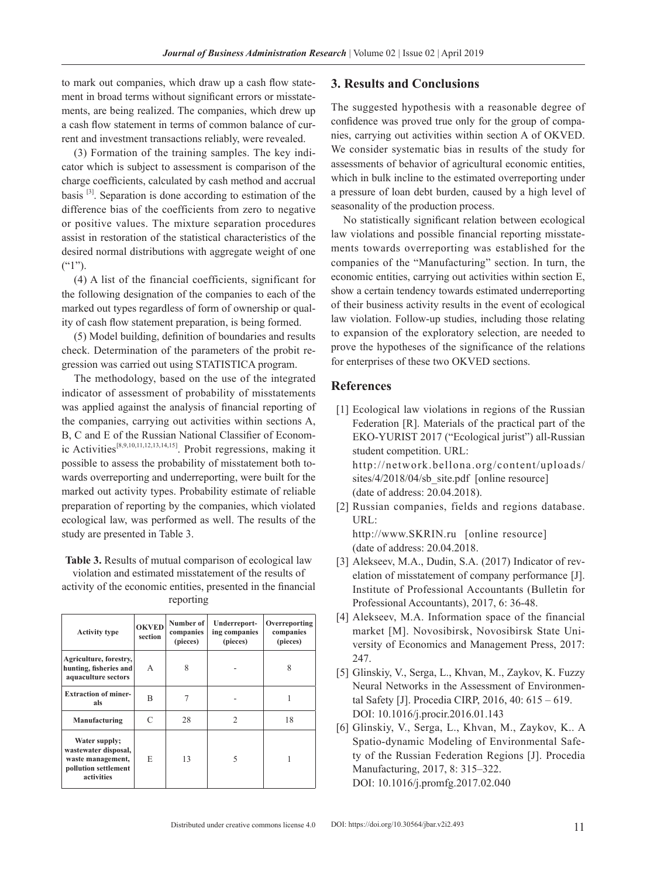to mark out companies, which draw up a cash flow statement in broad terms without significant errors or misstatements, are being realized. The companies, which drew up a cash flow statement in terms of common balance of current and investment transactions reliably, were revealed.

(3) Formation of the training samples. The key indicator which is subject to assessment is comparison of the charge coefficients, calculated by cash method and accrual basis [3]. Separation is done according to estimation of the difference bias of the coefficients from zero to negative or positive values. The mixture separation procedures assist in restoration of the statistical characteristics of the desired normal distributions with aggregate weight of one ("1").

(4) A list of the financial coefficients, significant for the following designation of the companies to each of the marked out types regardless of form of ownership or quality of cash flow statement preparation, is being formed.

(5) Model building, definition of boundaries and results check. Determination of the parameters of the probit regression was carried out using STATISTICA program.

The methodology, based on the use of the integrated indicator of assessment of probability of misstatements was applied against the analysis of financial reporting of the companies, carrying out activities within sections A, B, C and E of the Russian National Classifier of Economic Activities[8,9,10,11,12,13,14,15]. Probit regressions, making it possible to assess the probability of misstatement both towards overreporting and underreporting, were built for the marked out activity types. Probability estimate of reliable preparation of reporting by the companies, which violated ecological law, was performed as well. The results of the study are presented in Table 3.

**Table 3.** Results of mutual comparison of ecological law violation and estimated misstatement of the results of activity of the economic entities, presented in the financial reporting

| Activity type | OKVED section | Number of companies (pieces) | Underreporting companies (pieces) | Overreporting companies (pieces) |
|---|---|---|---|---|
| Agriculture, forestry, hunting, fisheries and aquaculture sectors | A | 8 | - | 8 |
| Extraction of minerals | B | 7 | - | 1 |
| Manufacturing | C | 28 | 2 | 18 |
| Water supply; wastewater disposal, waste management, pollution settlement activities | E | 13 | 5 | 1 |

## 3. Results and Conclusions

The suggested hypothesis with a reasonable degree of confidence was proved true only for the group of companies, carrying out activities within section A of OKVED. We consider systematic bias in results of the study for assessments of behavior of agricultural economic entities, which in bulk incline to the estimated overreporting under a pressure of loan debt burden, caused by a high level of seasonality of the production process.

No statistically significant relation between ecological law violations and possible financial reporting misstatements towards overreporting was established for the companies of the "Manufacturing" section. In turn, the economic entities, carrying out activities within section E, show a certain tendency towards estimated underreporting of their business activity results in the event of ecological law violation. Follow-up studies, including those relating to expansion of the exploratory selection, are needed to prove the hypotheses of the significance of the relations for enterprises of these two OKVED sections.

## References

[1] Ecological law violations in regions of the Russian Federation [R]. Materials of the practical part of the EKO-YURIST 2017 ("Ecological jurist") all-Russian student competition. URL: http://network.bellona.org/content/uploads/sites/4/2018/04/sb_site.pdf [online resource] (date of address: 20.04.2018).

[2] Russian companies, fields and regions database. URL: http://www.SKRIN.ru [online resource] (date of address: 20.04.2018.

[3] Alekseev, M.A., Dudin, S.A. (2017) Indicator of revelation of misstatement of company performance [J]. Institute of Professional Accountants (Bulletin for Professional Accountants), 2017, 6: 36-48.

[4] Alekseev, M.A. Information space of the financial market [M]. Novosibirsk, Novosibirsk State University of Economics and Management Press, 2017: 247.

[5] Glinskiy, V., Serga, L., Khvan, M., Zaykov, K. Fuzzy Neural Networks in the Assessment of Environmental Safety [J]. Procedia CIRP, 2016, 40: 615 – 619. DOI: 10.1016/j.procir.2016.01.143

[6] Glinskiy, V., Serga, L., Khvan, M., Zaykov, K.. A Spatio-dynamic Modeling of Environmental Safety of the Russian Federation Regions [J]. Procedia Manufacturing, 2017, 8: 315–322. DOI: 10.1016/j.promfg.2017.02.040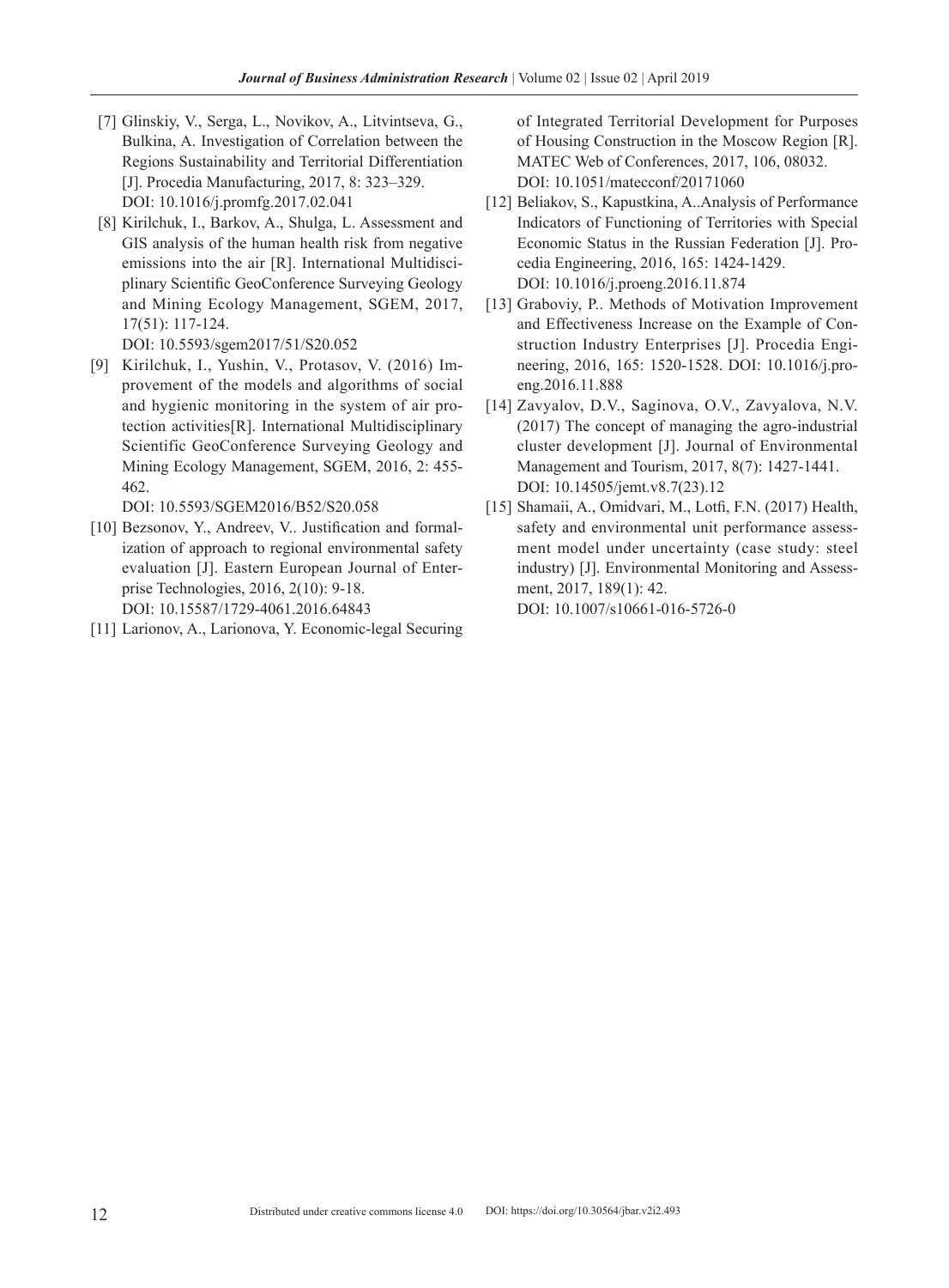[7] Glinskiy, V., Serga, L., Novikov, A., Litvintseva, G., Bulkina, A. Investigation of Correlation between the Regions Sustainability and Territorial Differentiation [J]. Procedia Manufacturing, 2017, 8: 323–329. DOI: 10.1016/j.promfg.2017.02.041

[8] Kirilchuk, I., Barkov, A., Shulga, L. Assessment and GIS analysis of the human health risk from negative emissions into the air [R]. International Multidisciplinary Scientific GeoConference Surveying Geology and Mining Ecology Management, SGEM, 2017, 17(51): 117-124. DOI: 10.5593/sgem2017/51/S20.052

[9] Kirilchuk, I., Yushin, V., Protasov, V. (2016) Improvement of the models and algorithms of social and hygienic monitoring in the system of air protection activities[R]. International Multidisciplinary Scientific GeoConference Surveying Geology and Mining Ecology Management, SGEM, 2016, 2: 455-462. DOI: 10.5593/SGEM2016/B52/S20.058

[10] Bezsonov, Y., Andreev, V.. Justification and formalization of approach to regional environmental safety evaluation [J]. Eastern European Journal of Enterprise Technologies, 2016, 2(10): 9-18. DOI: 10.15587/1729-4061.2016.64843

[11] Larionov, A., Larionova, Y. Economic-legal Securing of Integrated Territorial Development for Purposes of Housing Construction in the Moscow Region [R]. MATEC Web of Conferences, 2017, 106, 08032. DOI: 10.1051/matecconf/20171060

[12] Beliakov, S., Kapustkina, A..Analysis of Performance Indicators of Functioning of Territories with Special Economic Status in the Russian Federation [J]. Procedia Engineering, 2016, 165: 1424-1429. DOI: 10.1016/j.proeng.2016.11.874

[13] Graboviy, P.. Methods of Motivation Improvement and Effectiveness Increase on the Example of Construction Industry Enterprises [J]. Procedia Engineering, 2016, 165: 1520-1528. DOI: 10.1016/j.proeng.2016.11.888

[14] Zavyalov, D.V., Saginova, O.V., Zavyalova, N.V. (2017) The concept of managing the agro-industrial cluster development [J]. Journal of Environmental Management and Tourism, 2017, 8(7): 1427-1441. DOI: 10.14505/jemt.v8.7(23).12

[15] Shamaii, A., Omidvari, M., Lotfi, F.N. (2017) Health, safety and environmental unit performance assessment model under uncertainty (case study: steel industry) [J]. Environmental Monitoring and Assessment, 2017, 189(1): 42. DOI: 10.1007/s10661-016-5726-0